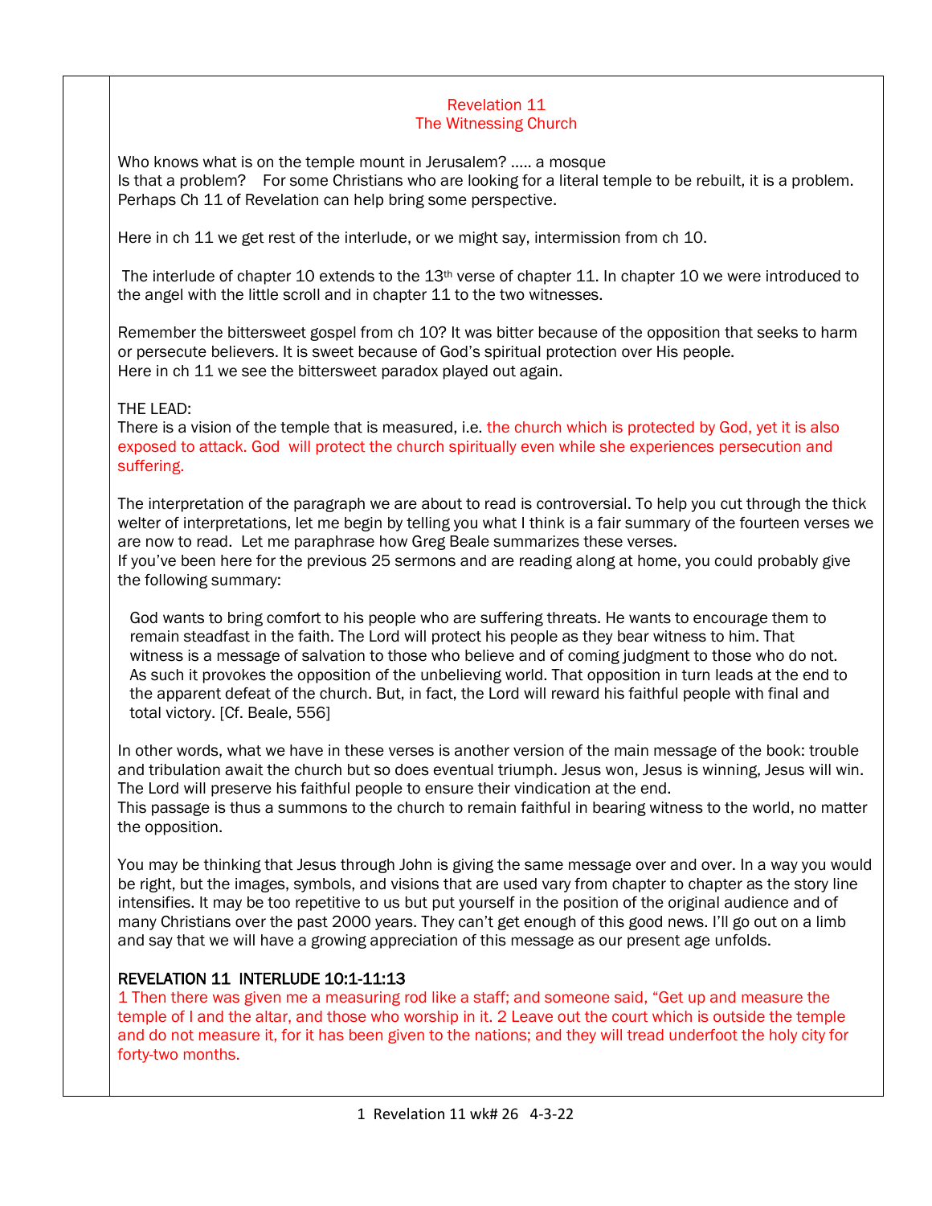# Revelation 11
## The Witnessing Church

Who knows what is on the temple mount in Jerusalem? ….. a mosque
Is that a problem? For some Christians who are looking for a literal temple to be rebuilt, it is a problem. Perhaps Ch 11 of Revelation can help bring some perspective.

Here in ch 11 we get rest of the interlude, or we might say, intermission from ch 10.

The interlude of chapter 10 extends to the 13th verse of chapter 11. In chapter 10 we were introduced to the angel with the little scroll and in chapter 11 to the two witnesses.

Remember the bittersweet gospel from ch 10? It was bitter because of the opposition that seeks to harm or persecute believers. It is sweet because of God's spiritual protection over His people.
Here in ch 11 we see the bittersweet paradox played out again.

THE LEAD:
There is a vision of the temple that is measured, i.e. the church which is protected by God, yet it is also exposed to attack. God will protect the church spiritually even while she experiences persecution and suffering.

The interpretation of the paragraph we are about to read is controversial. To help you cut through the thick welter of interpretations, let me begin by telling you what I think is a fair summary of the fourteen verses we are now to read. Let me paraphrase how Greg Beale summarizes these verses.
If you've been here for the previous 25 sermons and are reading along at home, you could probably give the following summary:

> God wants to bring comfort to his people who are suffering threats. He wants to encourage them to remain steadfast in the faith. The Lord will protect his people as they bear witness to him. That witness is a message of salvation to those who believe and of coming judgment to those who do not. As such it provokes the opposition of the unbelieving world. That opposition in turn leads at the end to the apparent defeat of the church. But, in fact, the Lord will reward his faithful people with final and total victory. [Cf. Beale, 556]

In other words, what we have in these verses is another version of the main message of the book: trouble and tribulation await the church but so does eventual triumph. Jesus won, Jesus is winning, Jesus will win. The Lord will preserve his faithful people to ensure their vindication at the end.
This passage is thus a summons to the church to remain faithful in bearing witness to the world, no matter the opposition.

You may be thinking that Jesus through John is giving the same message over and over. In a way you would be right, but the images, symbols, and visions that are used vary from chapter to chapter as the story line intensifies. It may be too repetitive to us but put yourself in the position of the original audience and of many Christians over the past 2000 years. They can't get enough of this good news. I'll go out on a limb and say that we will have a growing appreciation of this message as our present age unfolds.

### REVELATION 11 INTERLUDE 10:1-11:13

1 Then there was given me a measuring rod like a staff; and someone said, "Get up and measure the temple of I and the altar, and those who worship in it. 2 Leave out the court which is outside the temple and do not measure it, for it has been given to the nations; and they will tread underfoot the holy city for forty-two months.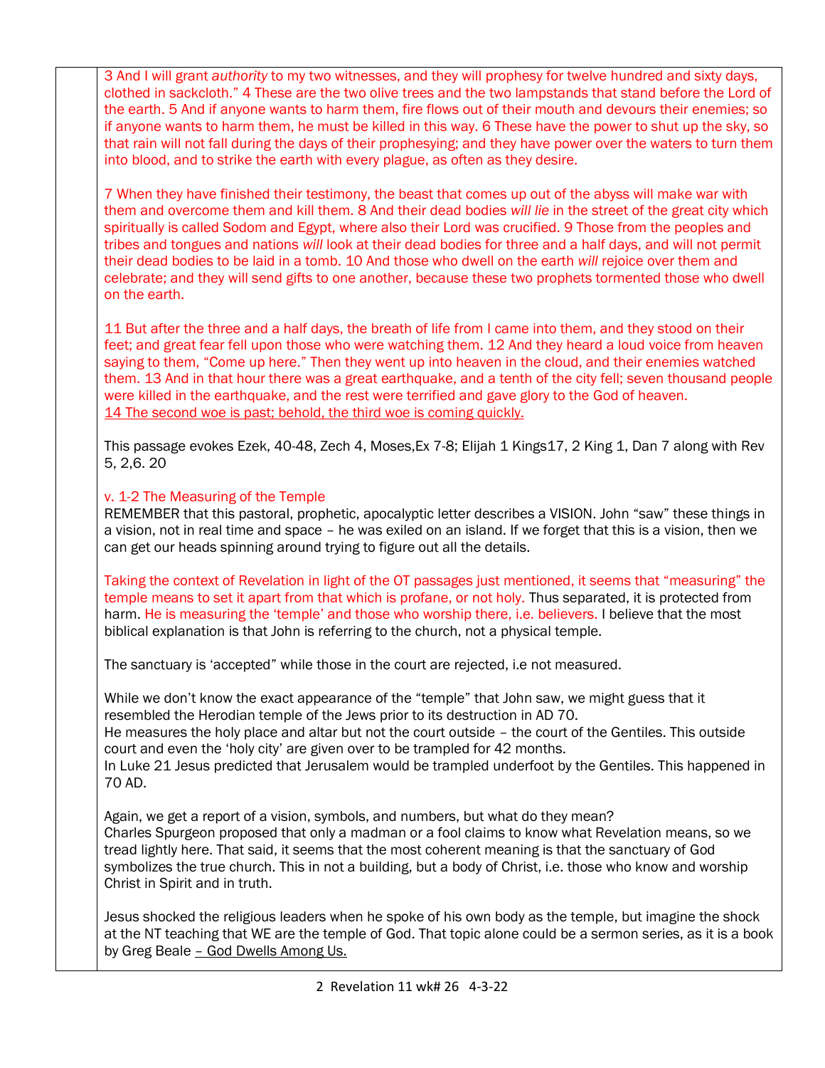3 And I will grant *authority* to my two witnesses, and they will prophesy for twelve hundred and sixty days, clothed in sackcloth." 4 These are the two olive trees and the two lampstands that stand before the Lord of the earth. 5 And if anyone wants to harm them, fire flows out of their mouth and devours their enemies; so if anyone wants to harm them, he must be killed in this way. 6 These have the power to shut up the sky, so that rain will not fall during the days of their prophesying; and they have power over the waters to turn them into blood, and to strike the earth with every plague, as often as they desire.

7 When they have finished their testimony, the beast that comes up out of the abyss will make war with them and overcome them and kill them. 8 And their dead bodies *will lie* in the street of the great city which spiritually is called Sodom and Egypt, where also their Lord was crucified. 9 Those from the peoples and tribes and tongues and nations *will* look at their dead bodies for three and a half days, and will not permit their dead bodies to be laid in a tomb. 10 And those who dwell on the earth *will* rejoice over them and celebrate; and they will send gifts to one another, because these two prophets tormented those who dwell on the earth.

11 But after the three and a half days, the breath of life from I came into them, and they stood on their feet; and great fear fell upon those who were watching them. 12 And they heard a loud voice from heaven saying to them, "Come up here." Then they went up into heaven in the cloud, and their enemies watched them. 13 And in that hour there was a great earthquake, and a tenth of the city fell; seven thousand people were killed in the earthquake, and the rest were terrified and gave glory to the God of heaven.
<u>14 The second woe is past; behold, the third woe is coming quickly.</u>

This passage evokes Ezek, 40-48, Zech 4, Moses,Ex 7-8; Elijah 1 Kings17, 2 King 1, Dan 7 along with Rev 5, 2,6. 20

v. 1-2 The Measuring of the Temple
REMEMBER that this pastoral, prophetic, apocalyptic letter describes a VISION. John "saw" these things in a vision, not in real time and space – he was exiled on an island. If we forget that this is a vision, then we can get our heads spinning around trying to figure out all the details.

Taking the context of Revelation in light of the OT passages just mentioned, it seems that "measuring" the temple means to set it apart from that which is profane, or not holy. Thus separated, it is protected from harm. He is measuring the 'temple' and those who worship there, i.e. believers. I believe that the most biblical explanation is that John is referring to the church, not a physical temple.

The sanctuary is 'accepted" while those in the court are rejected, i.e not measured.

While we don't know the exact appearance of the "temple" that John saw, we might guess that it resembled the Herodian temple of the Jews prior to its destruction in AD 70.
He measures the holy place and altar but not the court outside – the court of the Gentiles. This outside court and even the 'holy city' are given over to be trampled for 42 months.
In Luke 21 Jesus predicted that Jerusalem would be trampled underfoot by the Gentiles. This happened in 70 AD.

Again, we get a report of a vision, symbols, and numbers, but what do they mean?
Charles Spurgeon proposed that only a madman or a fool claims to know what Revelation means, so we tread lightly here. That said, it seems that the most coherent meaning is that the sanctuary of God symbolizes the true church. This in not a building, but a body of Christ, i.e. those who know and worship Christ in Spirit and in truth.

Jesus shocked the religious leaders when he spoke of his own body as the temple, but imagine the shock at the NT teaching that WE are the temple of God. That topic alone could be a sermon series, as it is a book by Greg Beale <u>– God Dwells Among Us.</u>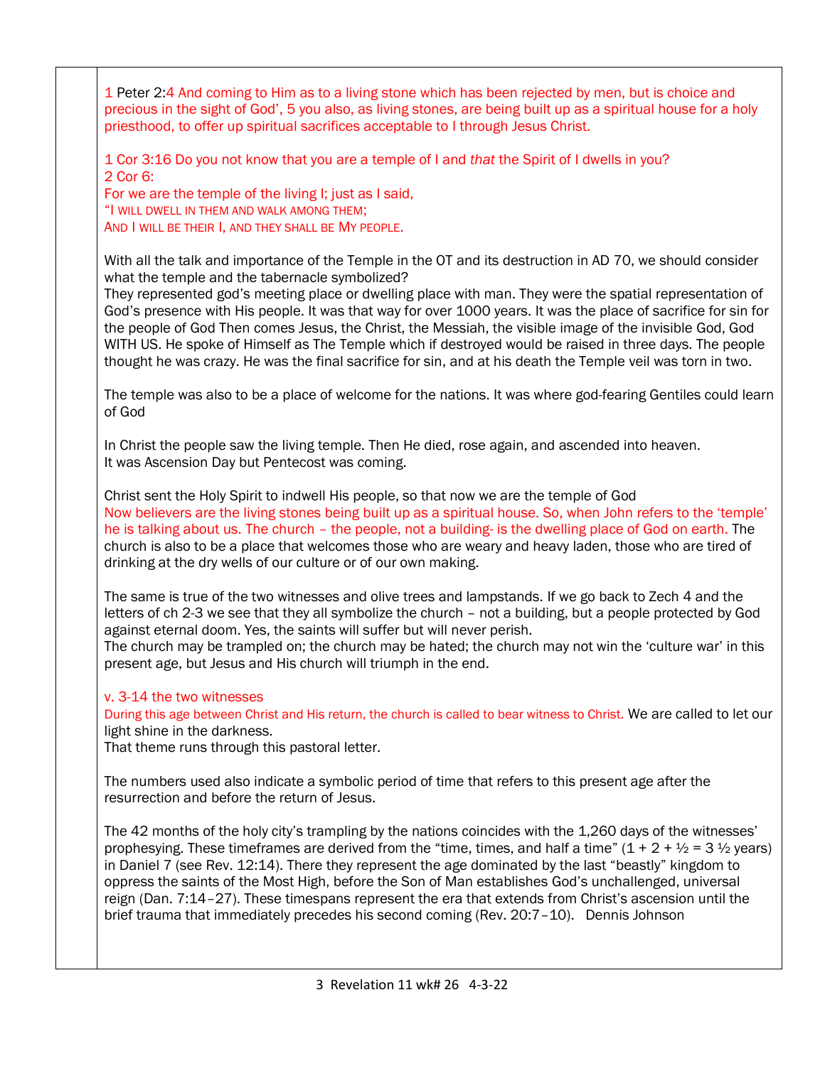1 Peter 2:4 And coming to Him as to a living stone which has been rejected by men, but is choice and precious in the sight of God', 5 you also, as living stones, are being built up as a spiritual house for a holy priesthood, to offer up spiritual sacrifices acceptable to I through Jesus Christ.

1 Cor 3:16 Do you not know that you are a temple of I and *that* the Spirit of I dwells in you?
2 Cor 6:
For we are the temple of the living I; just as I said,
"I WILL DWELL IN THEM AND WALK AMONG THEM;
AND I WILL BE THEIR I, AND THEY SHALL BE MY PEOPLE.

With all the talk and importance of the Temple in the OT and its destruction in AD 70, we should consider what the temple and the tabernacle symbolized?
They represented god's meeting place or dwelling place with man. They were the spatial representation of God's presence with His people. It was that way for over 1000 years. It was the place of sacrifice for sin for the people of God Then comes Jesus, the Christ, the Messiah, the visible image of the invisible God, God WITH US. He spoke of Himself as The Temple which if destroyed would be raised in three days. The people thought he was crazy. He was the final sacrifice for sin, and at his death the Temple veil was torn in two.

The temple was also to be a place of welcome for the nations. It was where god-fearing Gentiles could learn of God

In Christ the people saw the living temple. Then He died, rose again, and ascended into heaven.
It was Ascension Day but Pentecost was coming.

Christ sent the Holy Spirit to indwell His people, so that now we are the temple of God
Now believers are the living stones being built up as a spiritual house. So, when John refers to the 'temple' he is talking about us. The church – the people, not a building- is the dwelling place of God on earth. The church is also to be a place that welcomes those who are weary and heavy laden, those who are tired of drinking at the dry wells of our culture or of our own making.

The same is true of the two witnesses and olive trees and lampstands. If we go back to Zech 4 and the letters of ch 2-3 we see that they all symbolize the church – not a building, but a people protected by God against eternal doom. Yes, the saints will suffer but will never perish.
The church may be trampled on; the church may be hated; the church may not win the 'culture war' in this present age, but Jesus and His church will triumph in the end.

v. 3-14 the two witnesses
During this age between Christ and His return, the church is called to bear witness to Christ. We are called to let our light shine in the darkness.
That theme runs through this pastoral letter.

The numbers used also indicate a symbolic period of time that refers to this present age after the resurrection and before the return of Jesus.

The 42 months of the holy city's trampling by the nations coincides with the 1,260 days of the witnesses' prophesying. These timeframes are derived from the "time, times, and half a time" (1 + 2 + ½ = 3 ½ years) in Daniel 7 (see Rev. 12:14). There they represent the age dominated by the last "beastly" kingdom to oppress the saints of the Most High, before the Son of Man establishes God's unchallenged, universal reign (Dan. 7:14–27). These timespans represent the era that extends from Christ's ascension until the brief trauma that immediately precedes his second coming (Rev. 20:7–10). Dennis Johnson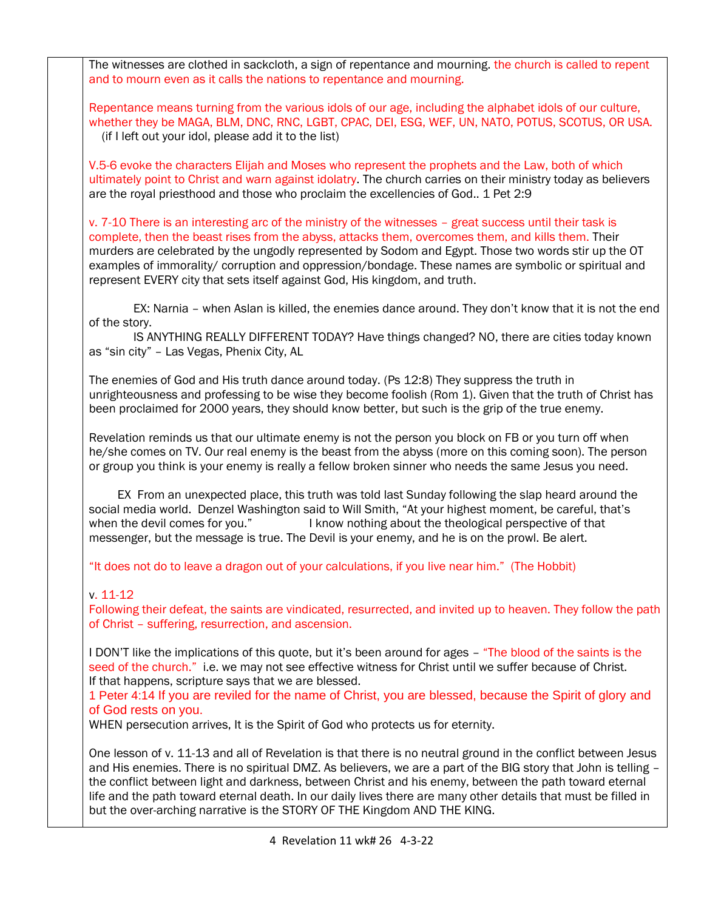The witnesses are clothed in sackcloth, a sign of repentance and mourning. the church is called to repent and to mourn even as it calls the nations to repentance and mourning.

Repentance means turning from the various idols of our age, including the alphabet idols of our culture, whether they be MAGA, BLM, DNC, RNC, LGBT, CPAC, DEI, ESG, WEF, UN, NATO, POTUS, SCOTUS, OR USA. (if I left out your idol, please add it to the list)

V.5-6 evoke the characters Elijah and Moses who represent the prophets and the Law, both of which ultimately point to Christ and warn against idolatry. The church carries on their ministry today as believers are the royal priesthood and those who proclaim the excellencies of God.. 1 Pet 2:9

v. 7-10 There is an interesting arc of the ministry of the witnesses – great success until their task is complete, then the beast rises from the abyss, attacks them, overcomes them, and kills them. Their murders are celebrated by the ungodly represented by Sodom and Egypt. Those two words stir up the OT examples of immorality/ corruption and oppression/bondage. These names are symbolic or spiritual and represent EVERY city that sets itself against God, His kingdom, and truth.

EX: Narnia – when Aslan is killed, the enemies dance around. They don't know that it is not the end of the story.

IS ANYTHING REALLY DIFFERENT TODAY? Have things changed? NO, there are cities today known as "sin city" – Las Vegas, Phenix City, AL

The enemies of God and His truth dance around today. (Ps 12:8) They suppress the truth in unrighteousness and professing to be wise they become foolish (Rom 1). Given that the truth of Christ has been proclaimed for 2000 years, they should know better, but such is the grip of the true enemy.

Revelation reminds us that our ultimate enemy is not the person you block on FB or you turn off when he/she comes on TV. Our real enemy is the beast from the abyss (more on this coming soon). The person or group you think is your enemy is really a fellow broken sinner who needs the same Jesus you need.

EX From an unexpected place, this truth was told last Sunday following the slap heard around the social media world. Denzel Washington said to Will Smith, "At your highest moment, be careful, that's when the devil comes for you." I know nothing about the theological perspective of that messenger, but the message is true. The Devil is your enemy, and he is on the prowl. Be alert.

"It does not do to leave a dragon out of your calculations, if you live near him." (The Hobbit)

v. 11-12
Following their defeat, the saints are vindicated, resurrected, and invited up to heaven. They follow the path of Christ – suffering, resurrection, and ascension.

I DON'T like the implications of this quote, but it's been around for ages – "The blood of the saints is the seed of the church." i.e. we may not see effective witness for Christ until we suffer because of Christ. If that happens, scripture says that we are blessed.
1 Peter 4:14 If you are reviled for the name of Christ, you are blessed, because the Spirit of glory and of God rests on you.
WHEN persecution arrives, It is the Spirit of God who protects us for eternity.

One lesson of v. 11-13 and all of Revelation is that there is no neutral ground in the conflict between Jesus and His enemies. There is no spiritual DMZ. As believers, we are a part of the BIG story that John is telling – the conflict between light and darkness, between Christ and his enemy, between the path toward eternal life and the path toward eternal death. In our daily lives there are many other details that must be filled in but the over-arching narrative is the STORY OF THE Kingdom AND THE KING.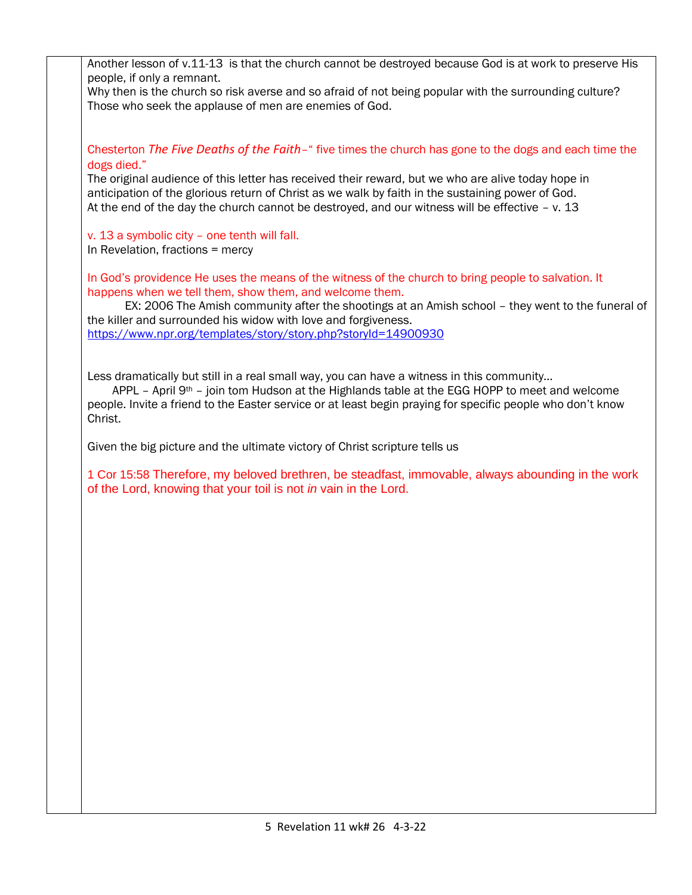Another lesson of v.11-13 is that the church cannot be destroyed because God is at work to preserve His people, if only a remnant.
Why then is the church so risk averse and so afraid of not being popular with the surrounding culture?
Those who seek the applause of men are enemies of God.

Chesterton *The Five Deaths of the Faith*–" five times the church has gone to the dogs and each time the dogs died."
The original audience of this letter has received their reward, but we who are alive today hope in anticipation of the glorious return of Christ as we walk by faith in the sustaining power of God.
At the end of the day the church cannot be destroyed, and our witness will be effective – v. 13

v. 13 a symbolic city – one tenth will fall.
In Revelation, fractions = mercy

In God's providence He uses the means of the witness of the church to bring people to salvation. It happens when we tell them, show them, and welcome them.

EX: 2006 The Amish community after the shootings at an Amish school – they went to the funeral of the killer and surrounded his widow with love and forgiveness.
https://www.npr.org/templates/story/story.php?storyId=14900930

Less dramatically but still in a real small way, you can have a witness in this community...

APPL – April 9th – join tom Hudson at the Highlands table at the EGG HOPP to meet and welcome people. Invite a friend to the Easter service or at least begin praying for specific people who don't know Christ.

Given the big picture and the ultimate victory of Christ scripture tells us

1 Cor 15:58 Therefore, my beloved brethren, be steadfast, immovable, always abounding in the work of the Lord, knowing that your toil is not *in* vain in the Lord.